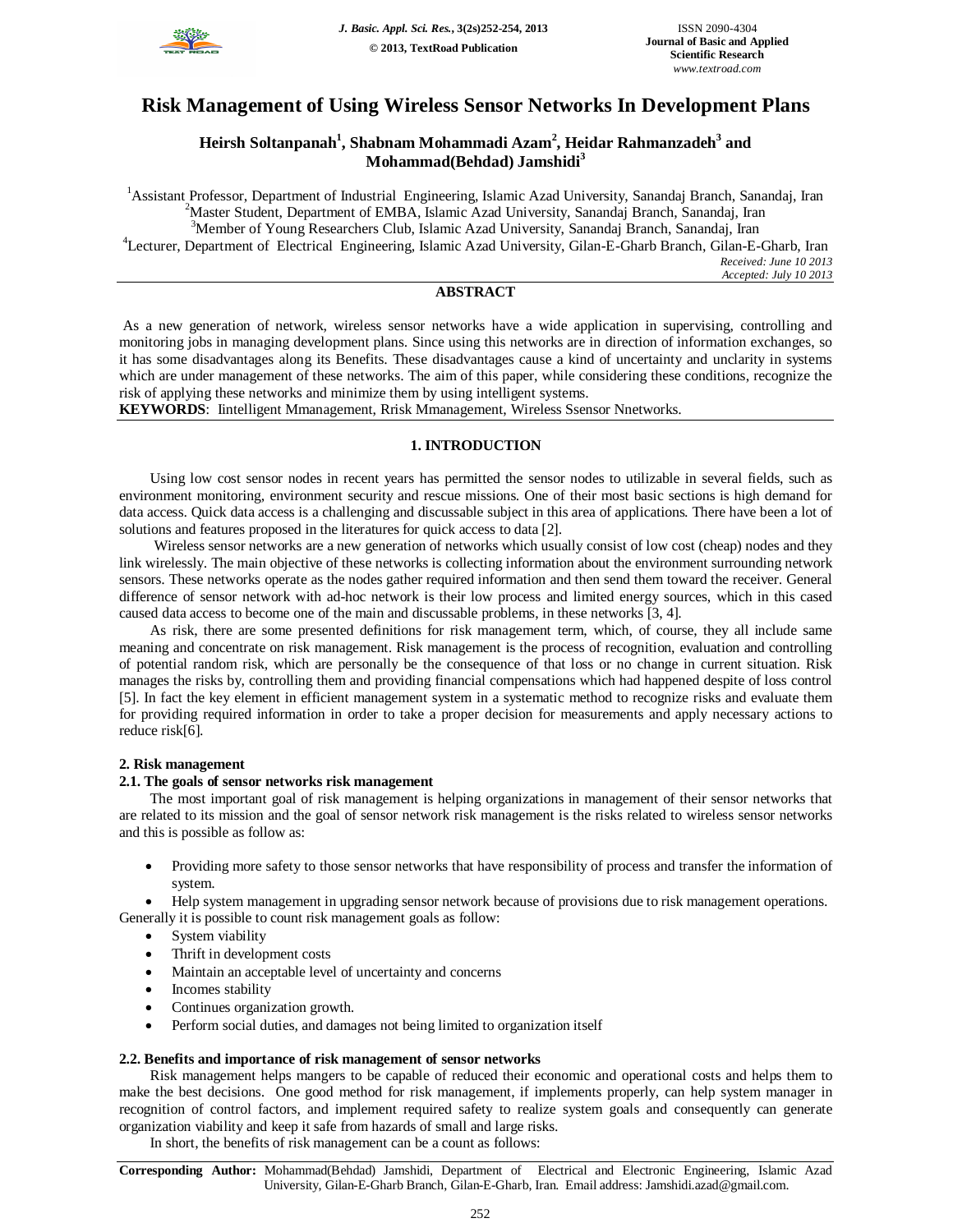# Risk Management of Using Wireless Sensor Networks In Development Plans

**Heirsh Soltanpanah[1], Shabnam Mohammadi Azam[2], Heidar Rahmanzadeh[3] and Mohammad(Behdad) Jamshidi[3]**

[1]Assistant Professor, Department of Industrial Engineering, Islamic Azad University, Sanandaj Branch, Sanandaj, Iran
[2]Master Student, Department of EMBA, Islamic Azad University, Sanandaj Branch, Sanandaj, Iran
[3]Member of Young Researchers Club, Islamic Azad University, Sanandaj Branch, Sanandaj, Iran
[4]Lecturer, Department of Electrical Engineering, Islamic Azad University, Gilan-E-Gharb Branch, Gilan-E-Gharb, Iran

*Received: June 10 2013*
*Accepted: July 10 2013*

## ABSTRACT

As a new generation of network, wireless sensor networks have a wide application in supervising, controlling and monitoring jobs in managing development plans. Since using this networks are in direction of information exchanges, so it has some disadvantages along its Benefits. These disadvantages cause a kind of uncertainty and unclarity in systems which are under management of these networks. The aim of this paper, while considering these conditions, recognize the risk of applying these networks and minimize them by using intelligent systems.

**KEYWORDS**: Iintelligent Mmanagement, Rrisk Mmanagement, Wireless Ssensor Nnetworks.

## 1. INTRODUCTION

Using low cost sensor nodes in recent years has permitted the sensor nodes to utilizable in several fields, such as environment monitoring, environment security and rescue missions. One of their most basic sections is high demand for data access. Quick data access is a challenging and discussable subject in this area of applications. There have been a lot of solutions and features proposed in the literatures for quick access to data [2].

Wireless sensor networks are a new generation of networks which usually consist of low cost (cheap) nodes and they link wirelessly. The main objective of these networks is collecting information about the environment surrounding network sensors. These networks operate as the nodes gather required information and then send them toward the receiver. General difference of sensor network with ad-hoc network is their low process and limited energy sources, which in this cased caused data access to become one of the main and discussable problems, in these networks [3, 4].

As risk, there are some presented definitions for risk management term, which, of course, they all include same meaning and concentrate on risk management. Risk management is the process of recognition, evaluation and controlling of potential random risk, which are personally be the consequence of that loss or no change in current situation. Risk manages the risks by, controlling them and providing financial compensations which had happened despite of loss control [5]. In fact the key element in efficient management system in a systematic method to recognize risks and evaluate them for providing required information in order to take a proper decision for measurements and apply necessary actions to reduce risk[6].

## 2. Risk management

### 2.1. The goals of sensor networks risk management

The most important goal of risk management is helping organizations in management of their sensor networks that are related to its mission and the goal of sensor network risk management is the risks related to wireless sensor networks and this is possible as follow as:

- Providing more safety to those sensor networks that have responsibility of process and transfer the information of system.
- Help system management in upgrading sensor network because of provisions due to risk management operations.

Generally it is possible to count risk management goals as follow:

- System viability
- Thrift in development costs
- Maintain an acceptable level of uncertainty and concerns
- Incomes stability
- Continues organization growth.
- Perform social duties, and damages not being limited to organization itself

### 2.2. Benefits and importance of risk management of sensor networks

Risk management helps mangers to be capable of reduced their economic and operational costs and helps them to make the best decisions. One good method for risk management, if implements properly, can help system manager in recognition of control factors, and implement required safety to realize system goals and consequently can generate organization viability and keep it safe from hazards of small and large risks.

In short, the benefits of risk management can be a count as follows:

**Corresponding Author:** Mohammad(Behdad) Jamshidi, Department of Electrical and Electronic Engineering, Islamic Azad University, Gilan-E-Gharb Branch, Gilan-E-Gharb, Iran. Email address: Jamshidi.azad@gmail.com.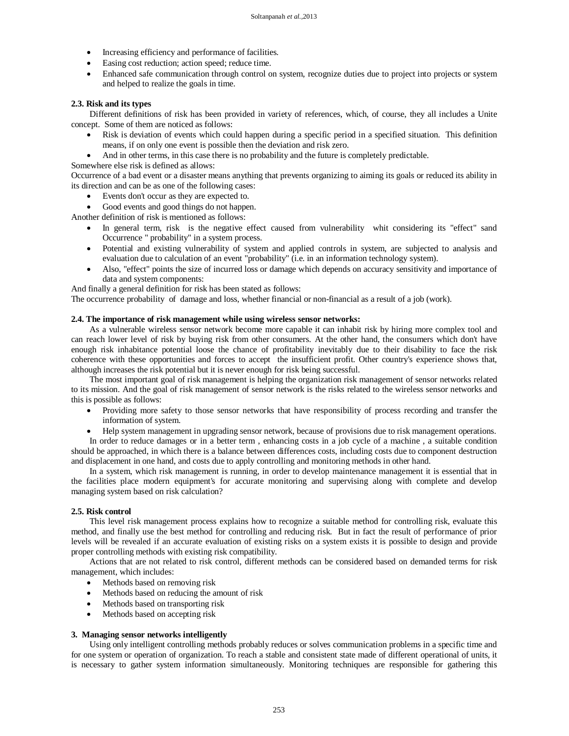- Increasing efficiency and performance of facilities.
- Easing cost reduction; action speed; reduce time.
- Enhanced safe communication through control on system, recognize duties due to project into projects or system and helped to realize the goals in time.

### 2.3. Risk and its types

Different definitions of risk has been provided in variety of references, which, of course, they all includes a Unite concept. Some of them are noticed as follows:

- Risk is deviation of events which could happen during a specific period in a specified situation. This definition means, if on only one event is possible then the deviation and risk zero.
- And in other terms, in this case there is no probability and the future is completely predictable.

Somewhere else risk is defined as allows:

Occurrence of a bad event or a disaster means anything that prevents organizing to aiming its goals or reduced its ability in its direction and can be as one of the following cases:

- Events don't occur as they are expected to.
- Good events and good things do not happen.

Another definition of risk is mentioned as follows:

- In general term, risk is the negative effect caused from vulnerability whit considering its "effect" sand Occurrence " probability" in a system process.
- Potential and existing vulnerability of system and applied controls in system, are subjected to analysis and evaluation due to calculation of an event "probability" (i.e. in an information technology system).
- Also, "effect" points the size of incurred loss or damage which depends on accuracy sensitivity and importance of data and system components:

And finally a general definition for risk has been stated as follows:

The occurrence probability of damage and loss, whether financial or non-financial as a result of a job (work).

### 2.4. The importance of risk management while using wireless sensor networks:

As a vulnerable wireless sensor network become more capable it can inhabit risk by hiring more complex tool and can reach lower level of risk by buying risk from other consumers. At the other hand, the consumers which don't have enough risk inhabitance potential loose the chance of profitability inevitably due to their disability to face the risk coherence with these opportunities and forces to accept the insufficient profit. Other country's experience shows that, although increases the risk potential but it is never enough for risk being successful.

The most important goal of risk management is helping the organization risk management of sensor networks related to its mission. And the goal of risk management of sensor network is the risks related to the wireless sensor networks and this is possible as follows:

- Providing more safety to those sensor networks that have responsibility of process recording and transfer the information of system.
- Help system management in upgrading sensor network, because of provisions due to risk management operations.

In order to reduce damages or in a better term , enhancing costs in a job cycle of a machine , a suitable condition should be approached, in which there is a balance between differences costs, including costs due to component destruction and displacement in one hand, and costs due to apply controlling and monitoring methods in other hand.

In a system, which risk management is running, in order to develop maintenance management it is essential that in the facilities place modern equipment's for accurate monitoring and supervising along with complete and develop managing system based on risk calculation?

### 2.5. Risk control

This level risk management process explains how to recognize a suitable method for controlling risk, evaluate this method, and finally use the best method for controlling and reducing risk. But in fact the result of performance of prior levels will be revealed if an accurate evaluation of existing risks on a system exists it is possible to design and provide proper controlling methods with existing risk compatibility.

Actions that are not related to risk control, different methods can be considered based on demanded terms for risk management, which includes:

- Methods based on removing risk
- Methods based on reducing the amount of risk
- Methods based on transporting risk
- Methods based on accepting risk

## 3. Managing sensor networks intelligently

Using only intelligent controlling methods probably reduces or solves communication problems in a specific time and for one system or operation of organization. To reach a stable and consistent state made of different operational of units, it is necessary to gather system information simultaneously. Monitoring techniques are responsible for gathering this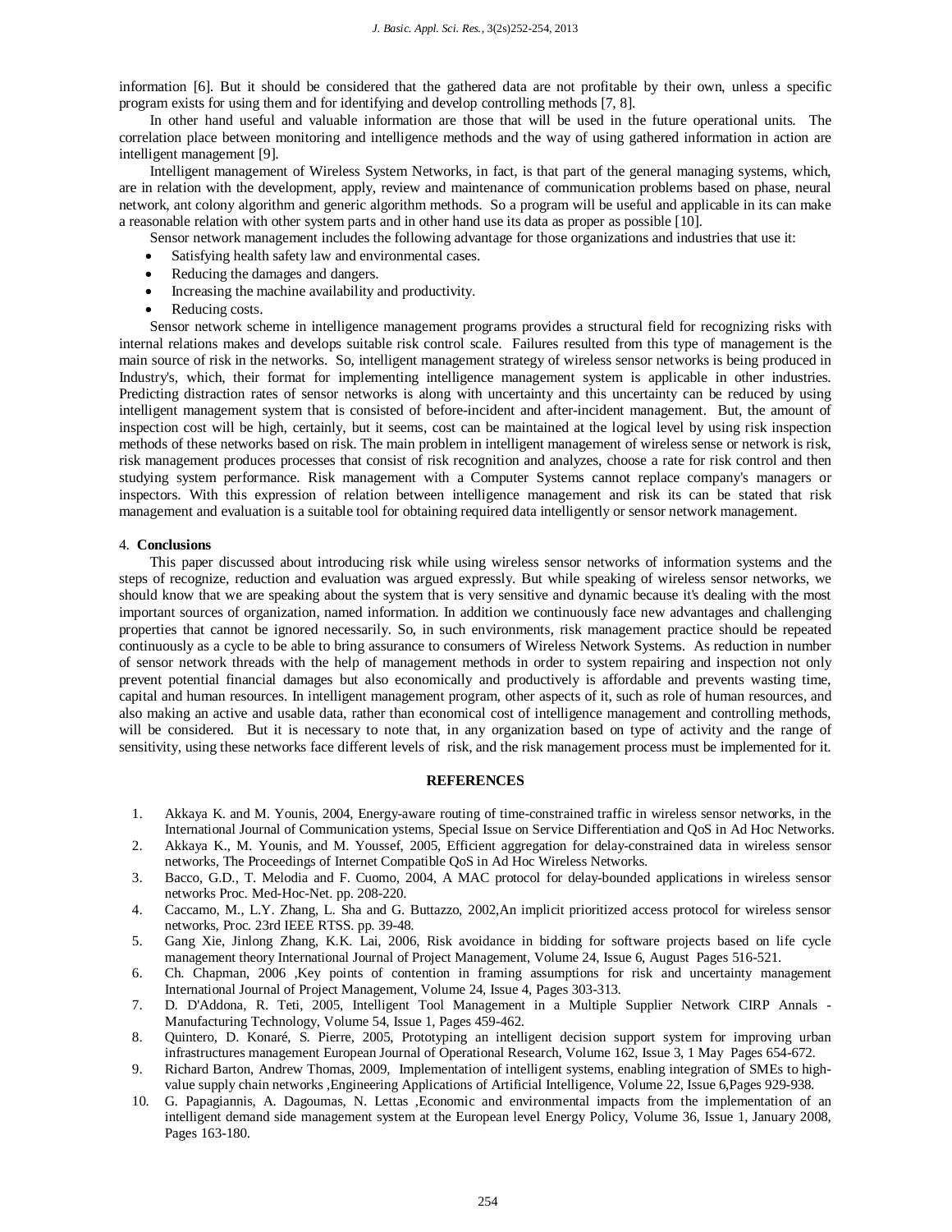information [6]. But it should be considered that the gathered data are not profitable by their own, unless a specific program exists for using them and for identifying and develop controlling methods [7, 8].

In other hand useful and valuable information are those that will be used in the future operational units. The correlation place between monitoring and intelligence methods and the way of using gathered information in action are intelligent management [9].

Intelligent management of Wireless System Networks, in fact, is that part of the general managing systems, which, are in relation with the development, apply, review and maintenance of communication problems based on phase, neural network, ant colony algorithm and generic algorithm methods. So a program will be useful and applicable in its can make a reasonable relation with other system parts and in other hand use its data as proper as possible [10].

Sensor network management includes the following advantage for those organizations and industries that use it:

- Satisfying health safety law and environmental cases.
- Reducing the damages and dangers.
- Increasing the machine availability and productivity.
- Reducing costs.

Sensor network scheme in intelligence management programs provides a structural field for recognizing risks with internal relations makes and develops suitable risk control scale. Failures resulted from this type of management is the main source of risk in the networks. So, intelligent management strategy of wireless sensor networks is being produced in Industry's, which, their format for implementing intelligence management system is applicable in other industries. Predicting distraction rates of sensor networks is along with uncertainty and this uncertainty can be reduced by using intelligent management system that is consisted of before-incident and after-incident management. But, the amount of inspection cost will be high, certainly, but it seems, cost can be maintained at the logical level by using risk inspection methods of these networks based on risk. The main problem in intelligent management of wireless sense or network is risk, risk management produces processes that consist of risk recognition and analyzes, choose a rate for risk control and then studying system performance. Risk management with a Computer Systems cannot replace company's managers or inspectors. With this expression of relation between intelligence management and risk its can be stated that risk management and evaluation is a suitable tool for obtaining required data intelligently or sensor network management.

## 4. Conclusions

This paper discussed about introducing risk while using wireless sensor networks of information systems and the steps of recognize, reduction and evaluation was argued expressly. But while speaking of wireless sensor networks, we should know that we are speaking about the system that is very sensitive and dynamic because it's dealing with the most important sources of organization, named information. In addition we continuously face new advantages and challenging properties that cannot be ignored necessarily. So, in such environments, risk management practice should be repeated continuously as a cycle to be able to bring assurance to consumers of Wireless Network Systems. As reduction in number of sensor network threads with the help of management methods in order to system repairing and inspection not only prevent potential financial damages but also economically and productively is affordable and prevents wasting time, capital and human resources. In intelligent management program, other aspects of it, such as role of human resources, and also making an active and usable data, rather than economical cost of intelligence management and controlling methods, will be considered. But it is necessary to note that, in any organization based on type of activity and the range of sensitivity, using these networks face different levels of risk, and the risk management process must be implemented for it.

## REFERENCES

1. Akkaya K. and M. Younis, 2004, Energy-aware routing of time-constrained traffic in wireless sensor networks, in the International Journal of Communication ystems, Special Issue on Service Differentiation and QoS in Ad Hoc Networks.
2. Akkaya K., M. Younis, and M. Youssef, 2005, Efficient aggregation for delay-constrained data in wireless sensor networks, The Proceedings of Internet Compatible QoS in Ad Hoc Wireless Networks.
3. Bacco, G.D., T. Melodia and F. Cuomo, 2004, A MAC protocol for delay-bounded applications in wireless sensor networks Proc. Med-Hoc-Net. pp. 208-220.
4. Caccamo, M., L.Y. Zhang, L. Sha and G. Buttazzo, 2002,An implicit prioritized access protocol for wireless sensor networks, Proc. 23rd IEEE RTSS. pp. 39-48.
5. Gang Xie, Jinlong Zhang, K.K. Lai, 2006, Risk avoidance in bidding for software projects based on life cycle management theory International Journal of Project Management, Volume 24, Issue 6, August Pages 516-521.
6. Ch. Chapman, 2006 ,Key points of contention in framing assumptions for risk and uncertainty management International Journal of Project Management, Volume 24, Issue 4, Pages 303-313.
7. D. D'Addona, R. Teti, 2005, Intelligent Tool Management in a Multiple Supplier Network CIRP Annals - Manufacturing Technology, Volume 54, Issue 1, Pages 459-462.
8. Quintero, D. Konaré, S. Pierre, 2005, Prototyping an intelligent decision support system for improving urban infrastructures management European Journal of Operational Research, Volume 162, Issue 3, 1 May Pages 654-672.
9. Richard Barton, Andrew Thomas, 2009, Implementation of intelligent systems, enabling integration of SMEs to high-value supply chain networks ,Engineering Applications of Artificial Intelligence, Volume 22, Issue 6,Pages 929-938.
10. G. Papagiannis, A. Dagoumas, N. Lettas ,Economic and environmental impacts from the implementation of an intelligent demand side management system at the European level Energy Policy, Volume 36, Issue 1, January 2008, Pages 163-180.